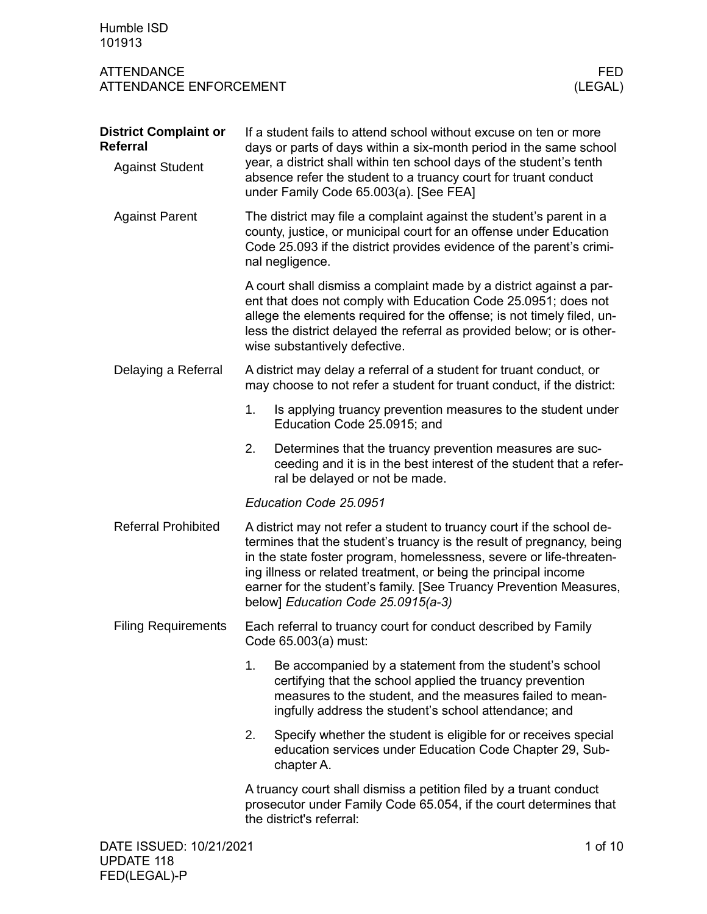## District Complaint or Referral

### Against Student

If a student fails to attend school without excuse on ten or more days or parts of days within a six-month period in the same school year, a district shall within ten school days of the student's tenth absence refer the student to a truancy court for truant conduct under Family Code 65.003(a). [See FEA]

### Against Parent

The district may file a complaint against the student's parent in a county, justice, or municipal court for an offense under Education Code 25.093 if the district provides evidence of the parent's criminal negligence.

A court shall dismiss a complaint made by a district against a parent that does not comply with Education Code 25.0951; does not allege the elements required for the offense; is not timely filed, unless the district delayed the referral as provided below; or is otherwise substantively defective.

### Delaying a Referral

A district may delay a referral of a student for truant conduct, or may choose to not refer a student for truant conduct, if the district:

1. Is applying truancy prevention measures to the student under Education Code 25.0915; and
2. Determines that the truancy prevention measures are succeeding and it is in the best interest of the student that a referral be delayed or not be made.

*Education Code 25.0951*

### Referral Prohibited

A district may not refer a student to truancy court if the school determines that the student's truancy is the result of pregnancy, being in the state foster program, homelessness, severe or life-threatening illness or related treatment, or being the principal income earner for the student's family. [See Truancy Prevention Measures, below] *Education Code 25.0915(a-3)*

### Filing Requirements

Each referral to truancy court for conduct described by Family Code 65.003(a) must:

1. Be accompanied by a statement from the student's school certifying that the school applied the truancy prevention measures to the student, and the measures failed to meaningfully address the student's school attendance; and
2. Specify whether the student is eligible for or receives special education services under Education Code Chapter 29, Subchapter A.

A truancy court shall dismiss a petition filed by a truant conduct prosecutor under Family Code 65.054, if the court determines that the district's referral: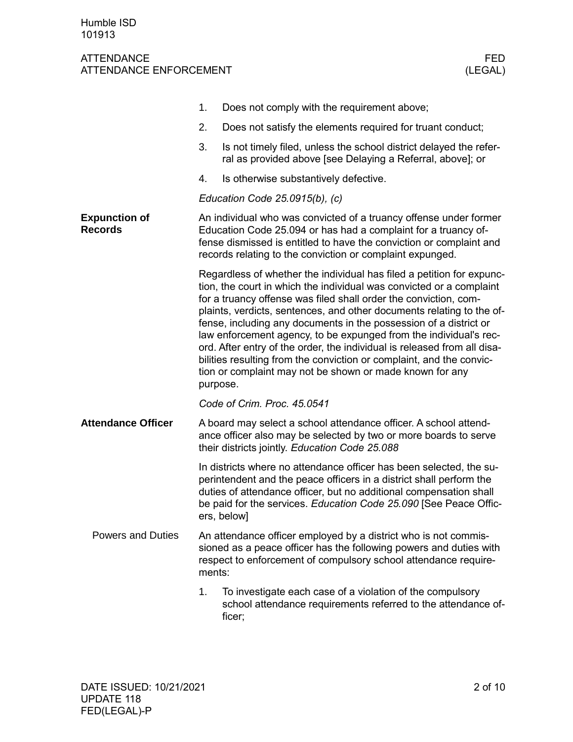1. Does not comply with the requirement above;
2. Does not satisfy the elements required for truant conduct;
3. Is not timely filed, unless the school district delayed the referral as provided above [see Delaying a Referral, above]; or
4. Is otherwise substantively defective.

*Education Code 25.0915(b), (c)*

## Expunction of Records

An individual who was convicted of a truancy offense under former Education Code 25.094 or has had a complaint for a truancy offense dismissed is entitled to have the conviction or complaint and records relating to the conviction or complaint expunged.

Regardless of whether the individual has filed a petition for expunction, the court in which the individual was convicted or a complaint for a truancy offense was filed shall order the conviction, complaints, verdicts, sentences, and other documents relating to the offense, including any documents in the possession of a district or law enforcement agency, to be expunged from the individual's record. After entry of the order, the individual is released from all disabilities resulting from the conviction or complaint, and the conviction or complaint may not be shown or made known for any purpose.

*Code of Crim. Proc. 45.0541*

## Attendance Officer

A board may select a school attendance officer. A school attendance officer also may be selected by two or more boards to serve their districts jointly. *Education Code 25.088*

In districts where no attendance officer has been selected, the superintendent and the peace officers in a district shall perform the duties of attendance officer, but no additional compensation shall be paid for the services. *Education Code 25.090* [See Peace Officers, below]

### Powers and Duties

An attendance officer employed by a district who is not commissioned as a peace officer has the following powers and duties with respect to enforcement of compulsory school attendance requirements:

1. To investigate each case of a violation of the compulsory school attendance requirements referred to the attendance officer;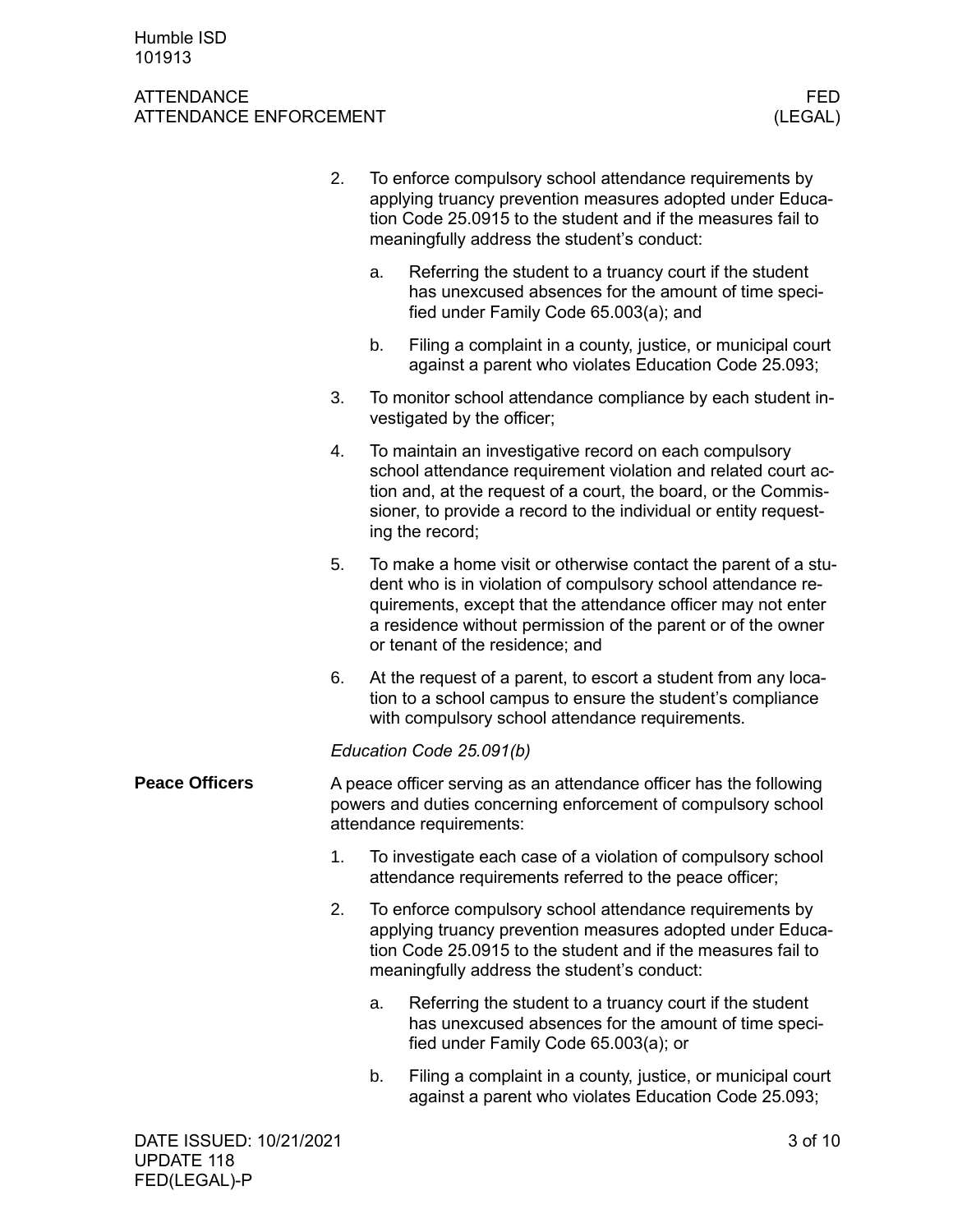2. To enforce compulsory school attendance requirements by applying truancy prevention measures adopted under Education Code 25.0915 to the student and if the measures fail to meaningfully address the student's conduct:

   a. Referring the student to a truancy court if the student has unexcused absences for the amount of time specified under Family Code 65.003(a); and

   b. Filing a complaint in a county, justice, or municipal court against a parent who violates Education Code 25.093;

3. To monitor school attendance compliance by each student investigated by the officer;

4. To maintain an investigative record on each compulsory school attendance requirement violation and related court action and, at the request of a court, the board, or the Commissioner, to provide a record to the individual or entity requesting the record;

5. To make a home visit or otherwise contact the parent of a student who is in violation of compulsory school attendance requirements, except that the attendance officer may not enter a residence without permission of the parent or of the owner or tenant of the residence; and

6. At the request of a parent, to escort a student from any location to a school campus to ensure the student's compliance with compulsory school attendance requirements.

*Education Code 25.091(b)*

**Peace Officers**

A peace officer serving as an attendance officer has the following powers and duties concerning enforcement of compulsory school attendance requirements:

1. To investigate each case of a violation of compulsory school attendance requirements referred to the peace officer;

2. To enforce compulsory school attendance requirements by applying truancy prevention measures adopted under Education Code 25.0915 to the student and if the measures fail to meaningfully address the student's conduct:

   a. Referring the student to a truancy court if the student has unexcused absences for the amount of time specified under Family Code 65.003(a); or

   b. Filing a complaint in a county, justice, or municipal court against a parent who violates Education Code 25.093;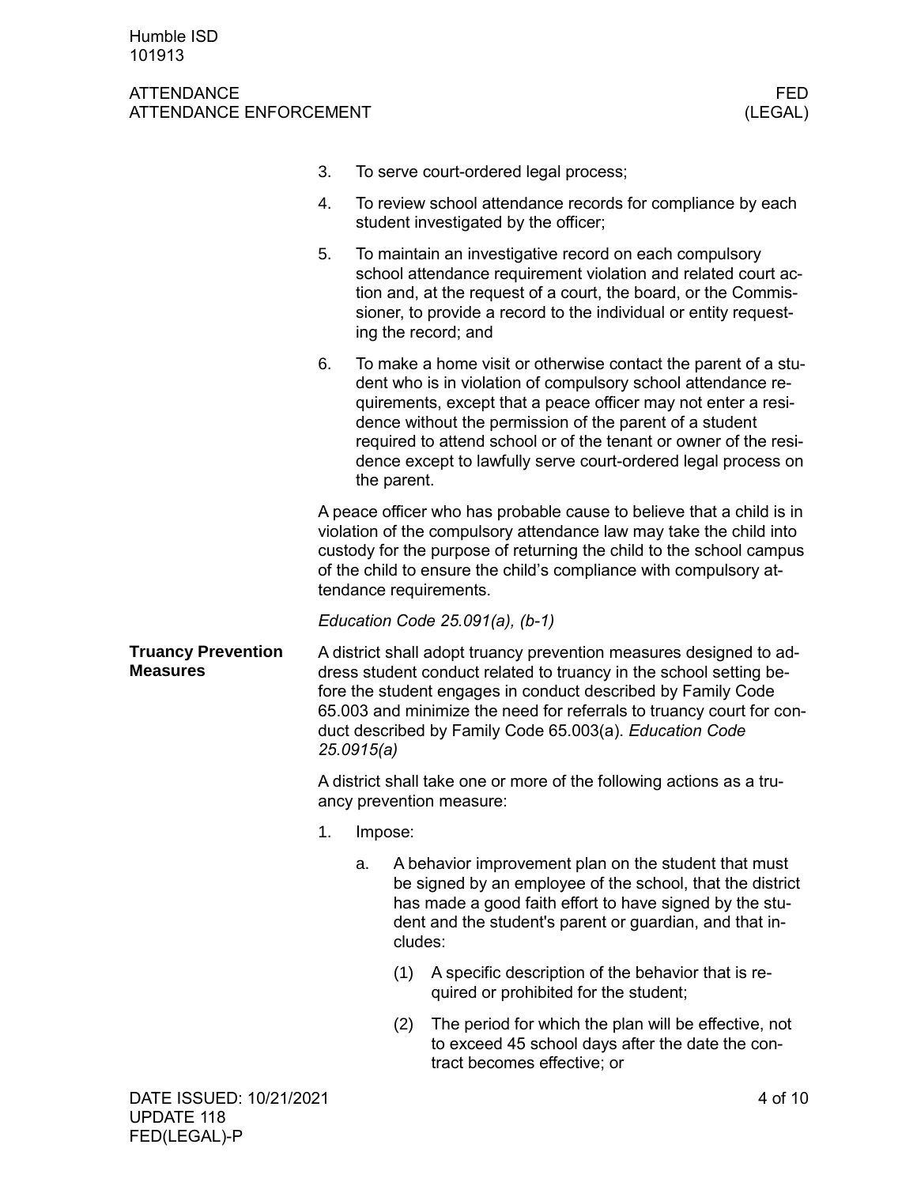3. To serve court-ordered legal process;
4. To review school attendance records for compliance by each student investigated by the officer;
5. To maintain an investigative record on each compulsory school attendance requirement violation and related court action and, at the request of a court, the board, or the Commissioner, to provide a record to the individual or entity requesting the record; and
6. To make a home visit or otherwise contact the parent of a student who is in violation of compulsory school attendance requirements, except that a peace officer may not enter a residence without the permission of the parent of a student required to attend school or of the tenant or owner of the residence except to lawfully serve court-ordered legal process on the parent.

A peace officer who has probable cause to believe that a child is in violation of the compulsory attendance law may take the child into custody for the purpose of returning the child to the school campus of the child to ensure the child's compliance with compulsory attendance requirements.

*Education Code 25.091(a), (b-1)*

**Truancy Prevention Measures**

A district shall adopt truancy prevention measures designed to address student conduct related to truancy in the school setting before the student engages in conduct described by Family Code 65.003 and minimize the need for referrals to truancy court for conduct described by Family Code 65.003(a). *Education Code 25.0915(a)*

A district shall take one or more of the following actions as a truancy prevention measure:

1. Impose:
    a. A behavior improvement plan on the student that must be signed by an employee of the school, that the district has made a good faith effort to have signed by the student and the student's parent or guardian, and that includes:
        (1) A specific description of the behavior that is required or prohibited for the student;
        (2) The period for which the plan will be effective, not to exceed 45 school days after the date the contract becomes effective; or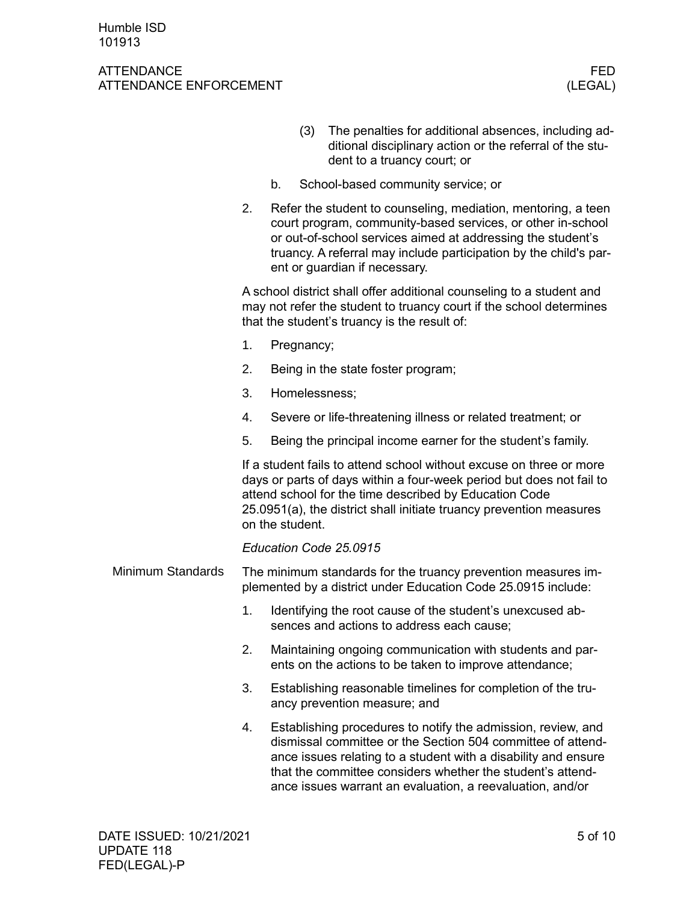(3) The penalties for additional absences, including additional disciplinary action or the referral of the student to a truancy court; or

b. School-based community service; or

2. Refer the student to counseling, mediation, mentoring, a teen court program, community-based services, or other in-school or out-of-school services aimed at addressing the student's truancy. A referral may include participation by the child's parent or guardian if necessary.

A school district shall offer additional counseling to a student and may not refer the student to truancy court if the school determines that the student's truancy is the result of:

1. Pregnancy;
2. Being in the state foster program;
3. Homelessness;
4. Severe or life-threatening illness or related treatment; or
5. Being the principal income earner for the student's family.

If a student fails to attend school without excuse on three or more days or parts of days within a four-week period but does not fail to attend school for the time described by Education Code 25.0951(a), the district shall initiate truancy prevention measures on the student.

*Education Code 25.0915*

**Minimum Standards**

The minimum standards for the truancy prevention measures implemented by a district under Education Code 25.0915 include:

1. Identifying the root cause of the student's unexcused absences and actions to address each cause;
2. Maintaining ongoing communication with students and parents on the actions to be taken to improve attendance;
3. Establishing reasonable timelines for completion of the truancy prevention measure; and
4. Establishing procedures to notify the admission, review, and dismissal committee or the Section 504 committee of attendance issues relating to a student with a disability and ensure that the committee considers whether the student's attendance issues warrant an evaluation, a reevaluation, and/or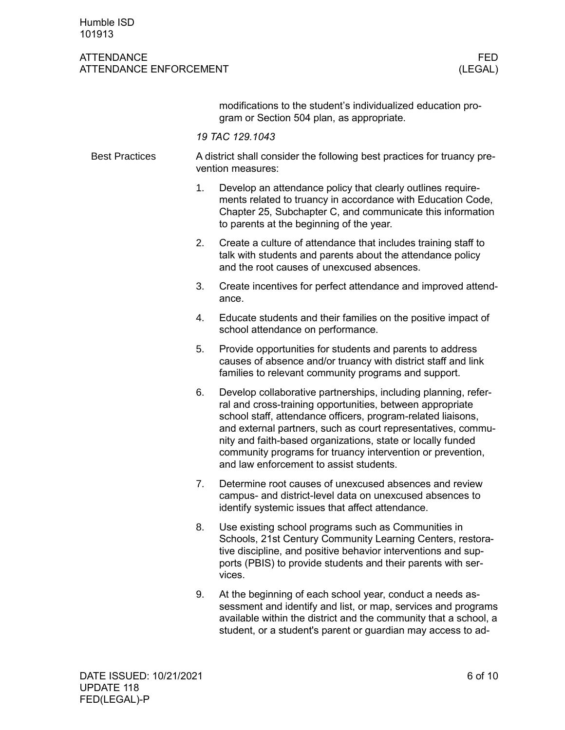modifications to the student's individualized education program or Section 504 plan, as appropriate.

*19 TAC 129.1043*

## Best Practices

A district shall consider the following best practices for truancy prevention measures:

1. Develop an attendance policy that clearly outlines requirements related to truancy in accordance with Education Code, Chapter 25, Subchapter C, and communicate this information to parents at the beginning of the year.
2. Create a culture of attendance that includes training staff to talk with students and parents about the attendance policy and the root causes of unexcused absences.
3. Create incentives for perfect attendance and improved attendance.
4. Educate students and their families on the positive impact of school attendance on performance.
5. Provide opportunities for students and parents to address causes of absence and/or truancy with district staff and link families to relevant community programs and support.
6. Develop collaborative partnerships, including planning, referral and cross-training opportunities, between appropriate school staff, attendance officers, program-related liaisons, and external partners, such as court representatives, community and faith-based organizations, state or locally funded community programs for truancy intervention or prevention, and law enforcement to assist students.
7. Determine root causes of unexcused absences and review campus- and district-level data on unexcused absences to identify systemic issues that affect attendance.
8. Use existing school programs such as Communities in Schools, 21st Century Community Learning Centers, restorative discipline, and positive behavior interventions and supports (PBIS) to provide students and their parents with services.
9. At the beginning of each school year, conduct a needs assessment and identify and list, or map, services and programs available within the district and the community that a school, a student, or a student's parent or guardian may access to ad-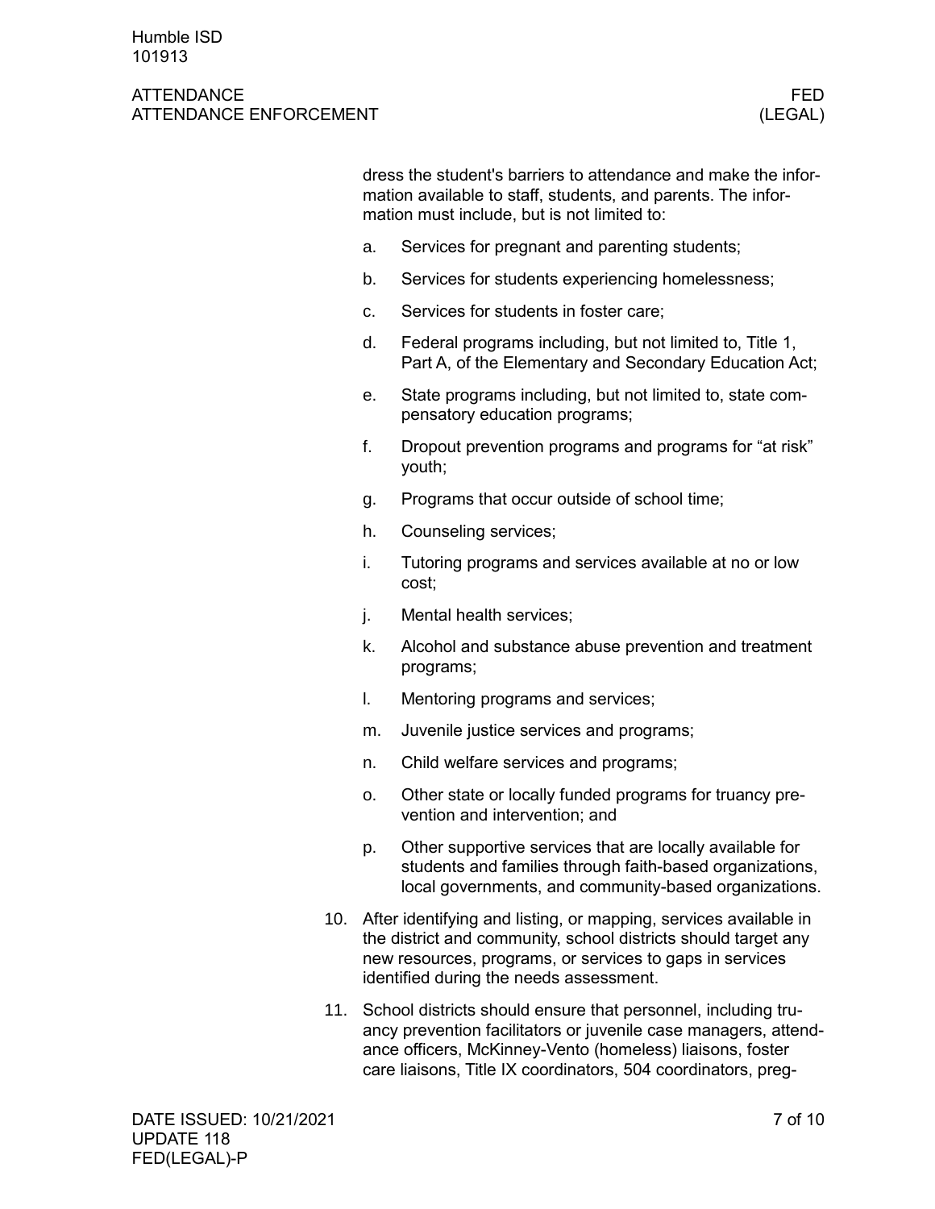dress the student's barriers to attendance and make the information available to staff, students, and parents. The information must include, but is not limited to:

a. Services for pregnant and parenting students;

b. Services for students experiencing homelessness;

c. Services for students in foster care;

d. Federal programs including, but not limited to, Title 1, Part A, of the Elementary and Secondary Education Act;

e. State programs including, but not limited to, state compensatory education programs;

f. Dropout prevention programs and programs for "at risk" youth;

g. Programs that occur outside of school time;

h. Counseling services;

i. Tutoring programs and services available at no or low cost;

j. Mental health services;

k. Alcohol and substance abuse prevention and treatment programs;

l. Mentoring programs and services;

m. Juvenile justice services and programs;

n. Child welfare services and programs;

o. Other state or locally funded programs for truancy prevention and intervention; and

p. Other supportive services that are locally available for students and families through faith-based organizations, local governments, and community-based organizations.

10. After identifying and listing, or mapping, services available in the district and community, school districts should target any new resources, programs, or services to gaps in services identified during the needs assessment.

11. School districts should ensure that personnel, including truancy prevention facilitators or juvenile case managers, attendance officers, McKinney-Vento (homeless) liaisons, foster care liaisons, Title IX coordinators, 504 coordinators, preg-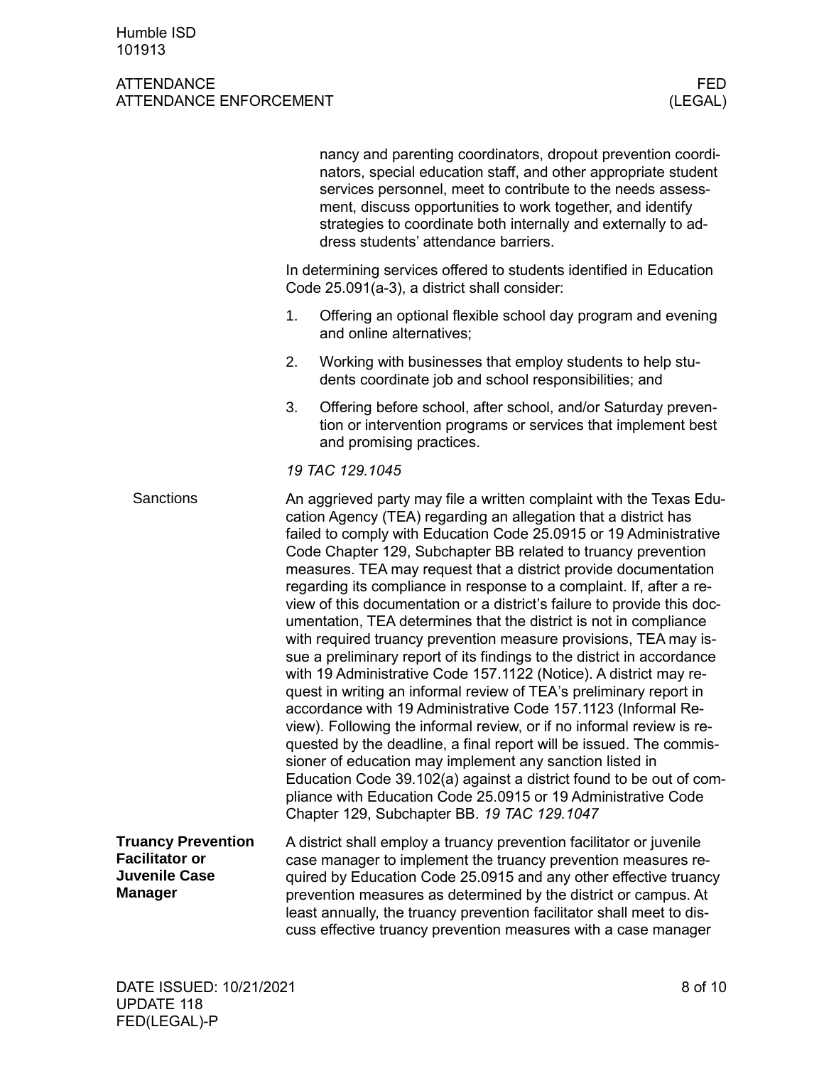nancy and parenting coordinators, dropout prevention coordinators, special education staff, and other appropriate student services personnel, meet to contribute to the needs assessment, discuss opportunities to work together, and identify strategies to coordinate both internally and externally to address students' attendance barriers.

In determining services offered to students identified in Education Code 25.091(a-3), a district shall consider:

1. Offering an optional flexible school day program and evening and online alternatives;
2. Working with businesses that employ students to help students coordinate job and school responsibilities; and
3. Offering before school, after school, and/or Saturday prevention or intervention programs or services that implement best and promising practices.

*19 TAC 129.1045*

### Sanctions

An aggrieved party may file a written complaint with the Texas Education Agency (TEA) regarding an allegation that a district has failed to comply with Education Code 25.0915 or 19 Administrative Code Chapter 129, Subchapter BB related to truancy prevention measures. TEA may request that a district provide documentation regarding its compliance in response to a complaint. If, after a review of this documentation or a district's failure to provide this documentation, TEA determines that the district is not in compliance with required truancy prevention measure provisions, TEA may issue a preliminary report of its findings to the district in accordance with 19 Administrative Code 157.1122 (Notice). A district may request in writing an informal review of TEA's preliminary report in accordance with 19 Administrative Code 157.1123 (Informal Review). Following the informal review, or if no informal review is requested by the deadline, a final report will be issued. The commissioner of education may implement any sanction listed in Education Code 39.102(a) against a district found to be out of compliance with Education Code 25.0915 or 19 Administrative Code Chapter 129, Subchapter BB. *19 TAC 129.1047*

## Truancy Prevention Facilitator or Juvenile Case Manager

A district shall employ a truancy prevention facilitator or juvenile case manager to implement the truancy prevention measures required by Education Code 25.0915 and any other effective truancy prevention measures as determined by the district or campus. At least annually, the truancy prevention facilitator shall meet to discuss effective truancy prevention measures with a case manager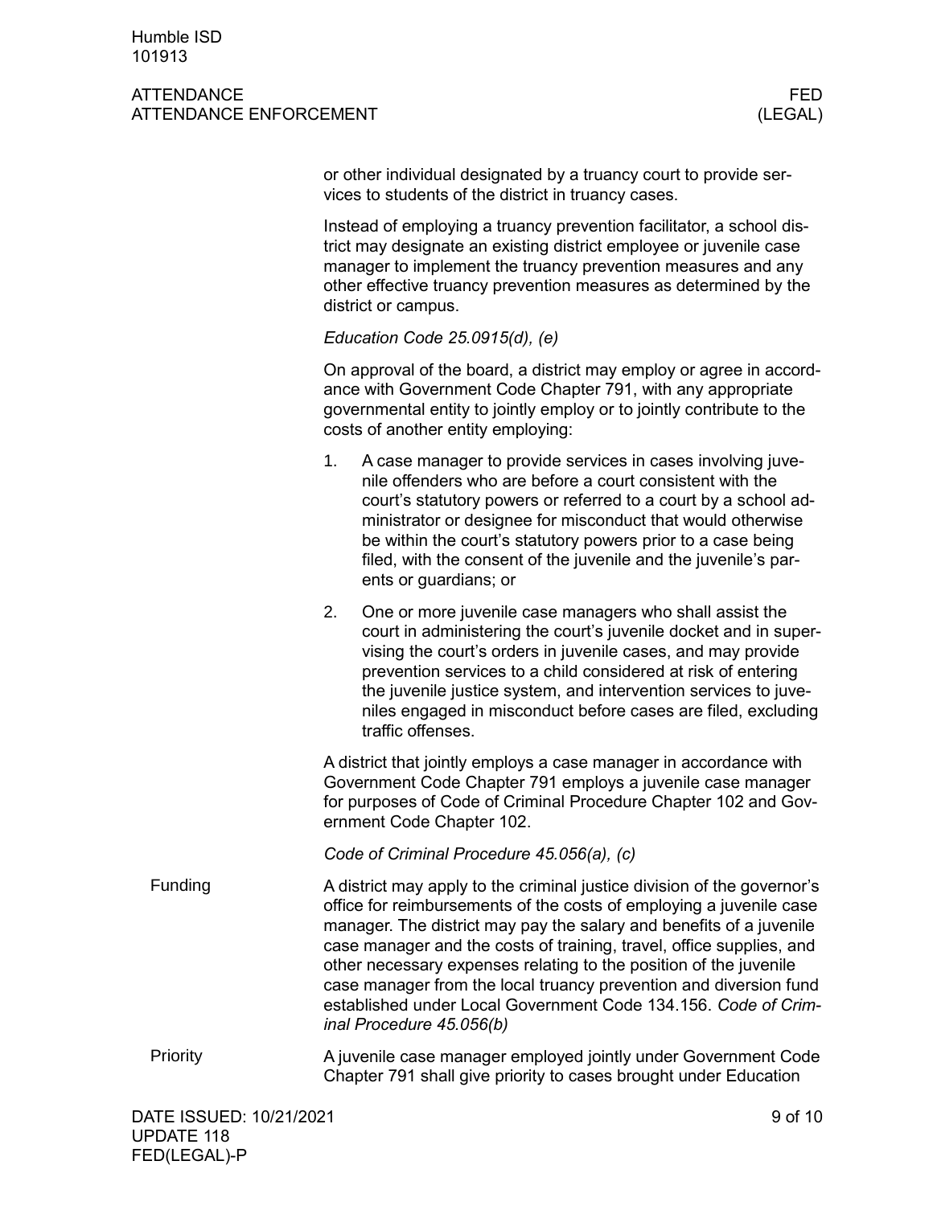or other individual designated by a truancy court to provide services to students of the district in truancy cases.

Instead of employing a truancy prevention facilitator, a school district may designate an existing district employee or juvenile case manager to implement the truancy prevention measures and any other effective truancy prevention measures as determined by the district or campus.

*Education Code 25.0915(d), (e)*

On approval of the board, a district may employ or agree in accordance with Government Code Chapter 791, with any appropriate governmental entity to jointly employ or to jointly contribute to the costs of another entity employing:

1. A case manager to provide services in cases involving juvenile offenders who are before a court consistent with the court's statutory powers or referred to a court by a school administrator or designee for misconduct that would otherwise be within the court's statutory powers prior to a case being filed, with the consent of the juvenile and the juvenile's parents or guardians; or
2. One or more juvenile case managers who shall assist the court in administering the court's juvenile docket and in supervising the court's orders in juvenile cases, and may provide prevention services to a child considered at risk of entering the juvenile justice system, and intervention services to juveniles engaged in misconduct before cases are filed, excluding traffic offenses.

A district that jointly employs a case manager in accordance with Government Code Chapter 791 employs a juvenile case manager for purposes of Code of Criminal Procedure Chapter 102 and Government Code Chapter 102.

*Code of Criminal Procedure 45.056(a), (c)*

## Funding

A district may apply to the criminal justice division of the governor's office for reimbursements of the costs of employing a juvenile case manager. The district may pay the salary and benefits of a juvenile case manager and the costs of training, travel, office supplies, and other necessary expenses relating to the position of the juvenile case manager from the local truancy prevention and diversion fund established under Local Government Code 134.156. *Code of Criminal Procedure 45.056(b)*

## Priority

A juvenile case manager employed jointly under Government Code Chapter 791 shall give priority to cases brought under Education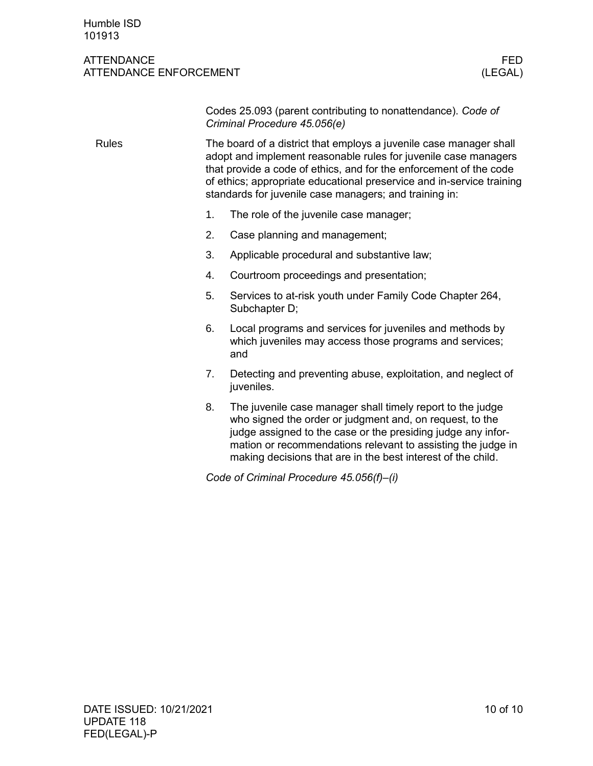Codes 25.093 (parent contributing to nonattendance). *Code of Criminal Procedure 45.056(e)*

## Rules

The board of a district that employs a juvenile case manager shall adopt and implement reasonable rules for juvenile case managers that provide a code of ethics, and for the enforcement of the code of ethics; appropriate educational preservice and in-service training standards for juvenile case managers; and training in:

1. The role of the juvenile case manager;
2. Case planning and management;
3. Applicable procedural and substantive law;
4. Courtroom proceedings and presentation;
5. Services to at-risk youth under Family Code Chapter 264, Subchapter D;
6. Local programs and services for juveniles and methods by which juveniles may access those programs and services; and
7. Detecting and preventing abuse, exploitation, and neglect of juveniles.
8. The juvenile case manager shall timely report to the judge who signed the order or judgment and, on request, to the judge assigned to the case or the presiding judge any information or recommendations relevant to assisting the judge in making decisions that are in the best interest of the child.

*Code of Criminal Procedure 45.056(f)–(i)*